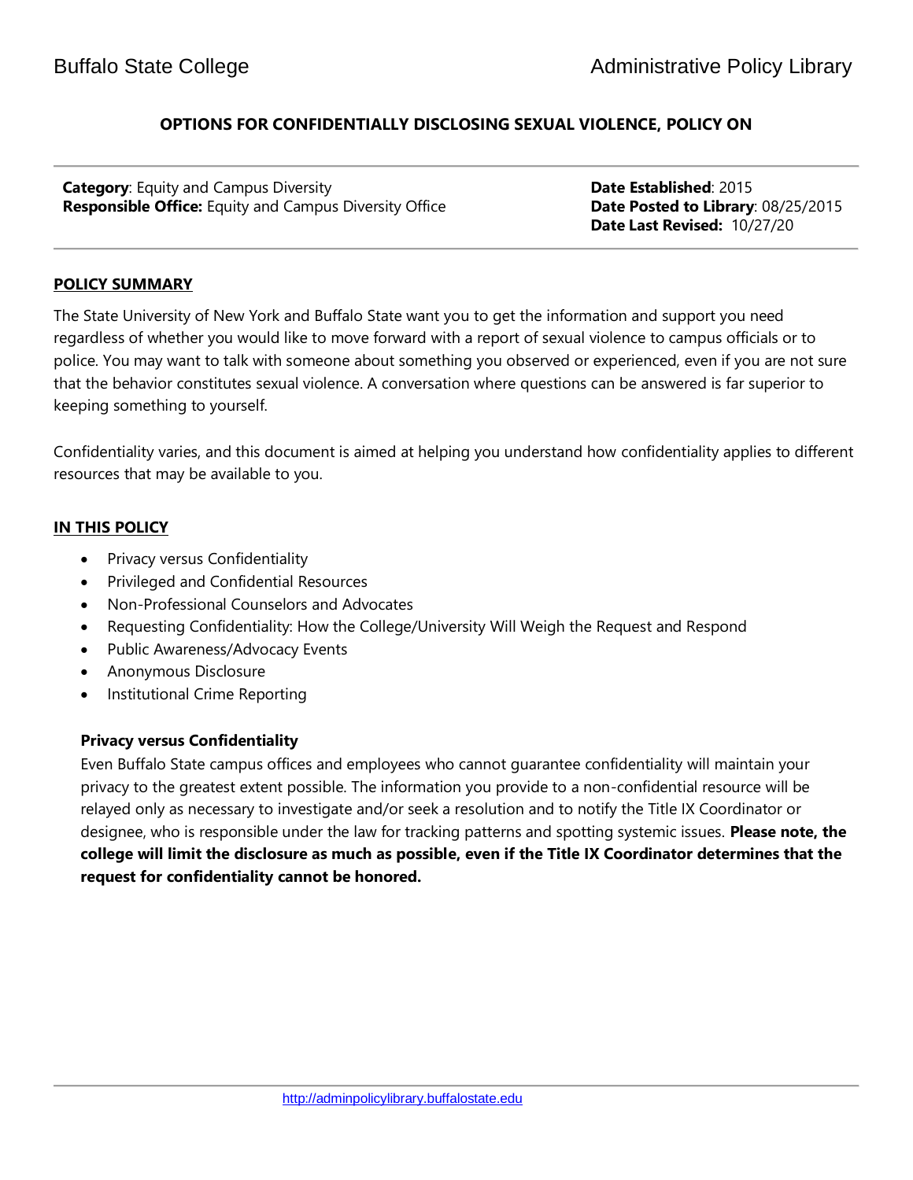# OPTIONS FOR CONFIDENTIALLY DISCLOSING SEXUAL VIOLENCE, POLICY ON

**Category**: Equity and Campus Diversity
**Responsible Office:** Equity and Campus Diversity Office

**Date Established**: 2015
**Date Posted to Library**: 08/25/2015
**Date Last Revised:** 10/27/20

## POLICY SUMMARY

The State University of New York and Buffalo State want you to get the information and support you need regardless of whether you would like to move forward with a report of sexual violence to campus officials or to police. You may want to talk with someone about something you observed or experienced, even if you are not sure that the behavior constitutes sexual violence. A conversation where questions can be answered is far superior to keeping something to yourself.

Confidentiality varies, and this document is aimed at helping you understand how confidentiality applies to different resources that may be available to you.

## IN THIS POLICY

- Privacy versus Confidentiality
- Privileged and Confidential Resources
- Non-Professional Counselors and Advocates
- Requesting Confidentiality: How the College/University Will Weigh the Request and Respond
- Public Awareness/Advocacy Events
- Anonymous Disclosure
- Institutional Crime Reporting

### Privacy versus Confidentiality

Even Buffalo State campus offices and employees who cannot guarantee confidentiality will maintain your privacy to the greatest extent possible. The information you provide to a non-confidential resource will be relayed only as necessary to investigate and/or seek a resolution and to notify the Title IX Coordinator or designee, who is responsible under the law for tracking patterns and spotting systemic issues. **Please note, the college will limit the disclosure as much as possible, even if the Title IX Coordinator determines that the request for confidentiality cannot be honored.**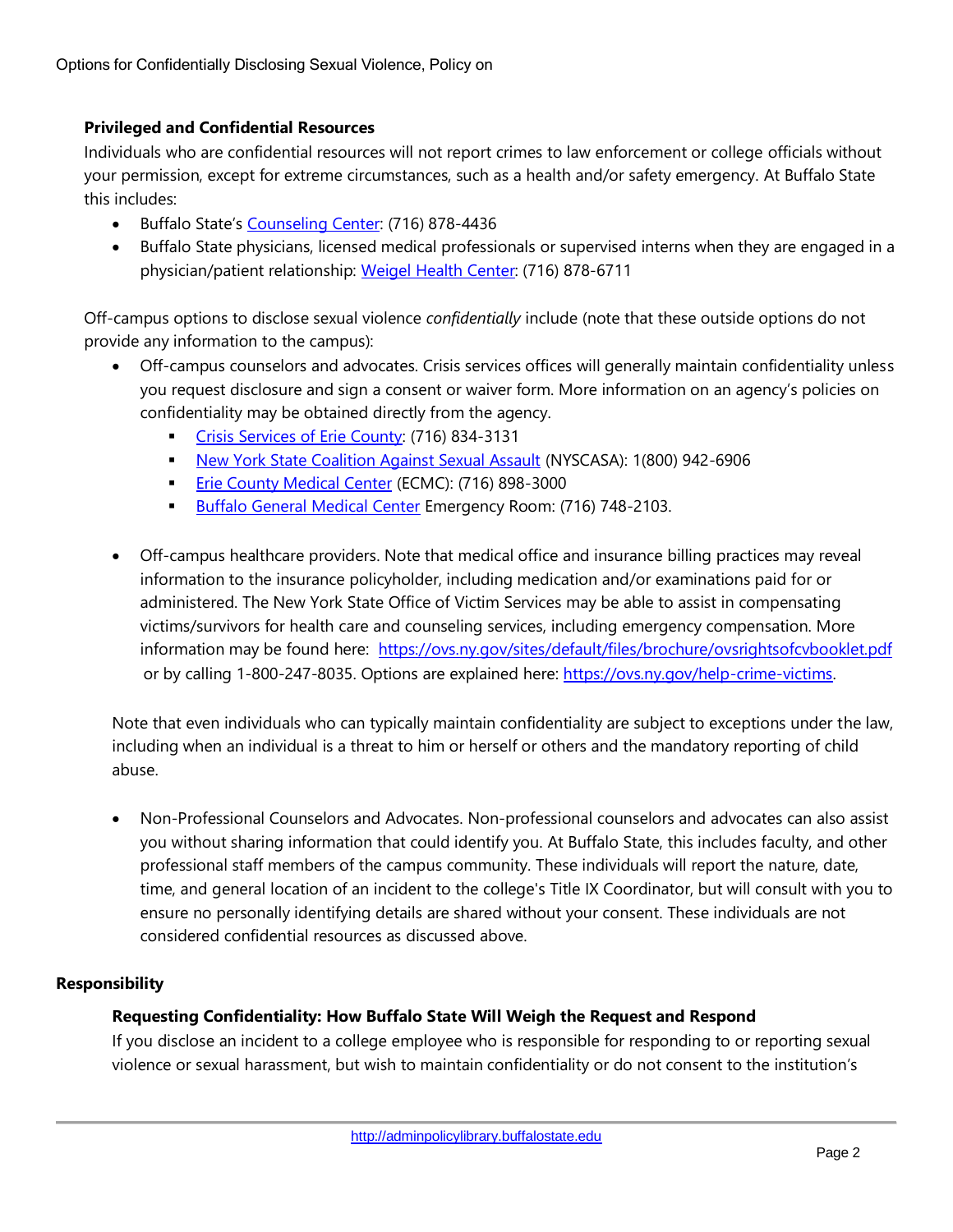**Privileged and Confidential Resources**

Individuals who are confidential resources will not report crimes to law enforcement or college officials without your permission, except for extreme circumstances, such as a health and/or safety emergency. At Buffalo State this includes:

- Buffalo State's [Counseling Center](): (716) 878-4436
- Buffalo State physicians, licensed medical professionals or supervised interns when they are engaged in a physician/patient relationship: [Weigel Health Center](): (716) 878-6711

Off-campus options to disclose sexual violence *confidentially* include (note that these outside options do not provide any information to the campus):

- Off-campus counselors and advocates. Crisis services offices will generally maintain confidentiality unless you request disclosure and sign a consent or waiver form. More information on an agency's policies on confidentiality may be obtained directly from the agency.
  - [Crisis Services of Erie County](): (716) 834-3131
  - [New York State Coalition Against Sexual Assault]() (NYSCASA): 1(800) 942-6906
  - [Erie County Medical Center]() (ECMC): (716) 898-3000
  - [Buffalo General Medical Center]() Emergency Room: (716) 748-2103.

- Off-campus healthcare providers. Note that medical office and insurance billing practices may reveal information to the insurance policyholder, including medication and/or examinations paid for or administered. The New York State Office of Victim Services may be able to assist in compensating victims/survivors for health care and counseling services, including emergency compensation. More information may be found here: https://ovs.ny.gov/sites/default/files/brochure/ovsrightsofcvbooklet.pdf or by calling 1-800-247-8035. Options are explained here: https://ovs.ny.gov/help-crime-victims.

Note that even individuals who can typically maintain confidentiality are subject to exceptions under the law, including when an individual is a threat to him or herself or others and the mandatory reporting of child abuse.

- Non-Professional Counselors and Advocates. Non-professional counselors and advocates can also assist you without sharing information that could identify you. At Buffalo State, this includes faculty, and other professional staff members of the campus community. These individuals will report the nature, date, time, and general location of an incident to the college's Title IX Coordinator, but will consult with you to ensure no personally identifying details are shared without your consent. These individuals are not considered confidential resources as discussed above.

## Responsibility

### Requesting Confidentiality: How Buffalo State Will Weigh the Request and Respond

If you disclose an incident to a college employee who is responsible for responding to or reporting sexual violence or sexual harassment, but wish to maintain confidentiality or do not consent to the institution's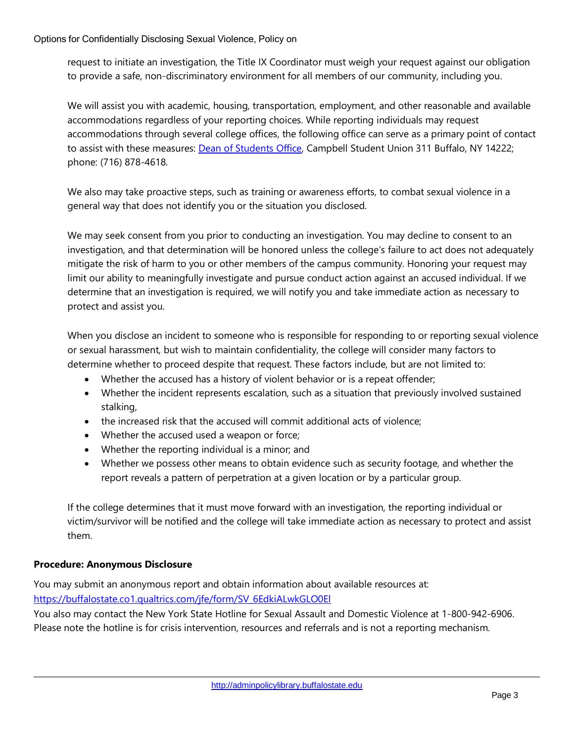request to initiate an investigation, the Title IX Coordinator must weigh your request against our obligation to provide a safe, non-discriminatory environment for all members of our community, including you.

We will assist you with academic, housing, transportation, employment, and other reasonable and available accommodations regardless of your reporting choices. While reporting individuals may request accommodations through several college offices, the following office can serve as a primary point of contact to assist with these measures: [Dean of Students Office](), Campbell Student Union 311 Buffalo, NY 14222; phone: (716) 878-4618.

We also may take proactive steps, such as training or awareness efforts, to combat sexual violence in a general way that does not identify you or the situation you disclosed.

We may seek consent from you prior to conducting an investigation. You may decline to consent to an investigation, and that determination will be honored unless the college's failure to act does not adequately mitigate the risk of harm to you or other members of the campus community. Honoring your request may limit our ability to meaningfully investigate and pursue conduct action against an accused individual. If we determine that an investigation is required, we will notify you and take immediate action as necessary to protect and assist you.

When you disclose an incident to someone who is responsible for responding to or reporting sexual violence or sexual harassment, but wish to maintain confidentiality, the college will consider many factors to determine whether to proceed despite that request. These factors include, but are not limited to:

- Whether the accused has a history of violent behavior or is a repeat offender;
- Whether the incident represents escalation, such as a situation that previously involved sustained stalking,
- the increased risk that the accused will commit additional acts of violence;
- Whether the accused used a weapon or force;
- Whether the reporting individual is a minor; and
- Whether we possess other means to obtain evidence such as security footage, and whether the report reveals a pattern of perpetration at a given location or by a particular group.

If the college determines that it must move forward with an investigation, the reporting individual or victim/survivor will be notified and the college will take immediate action as necessary to protect and assist them.

**Procedure: Anonymous Disclosure**

You may submit an anonymous report and obtain information about available resources at: https://buffalostate.co1.qualtrics.com/jfe/form/SV_6EdkiALwkGLO0El

You also may contact the New York State Hotline for Sexual Assault and Domestic Violence at 1-800-942-6906. Please note the hotline is for crisis intervention, resources and referrals and is not a reporting mechanism.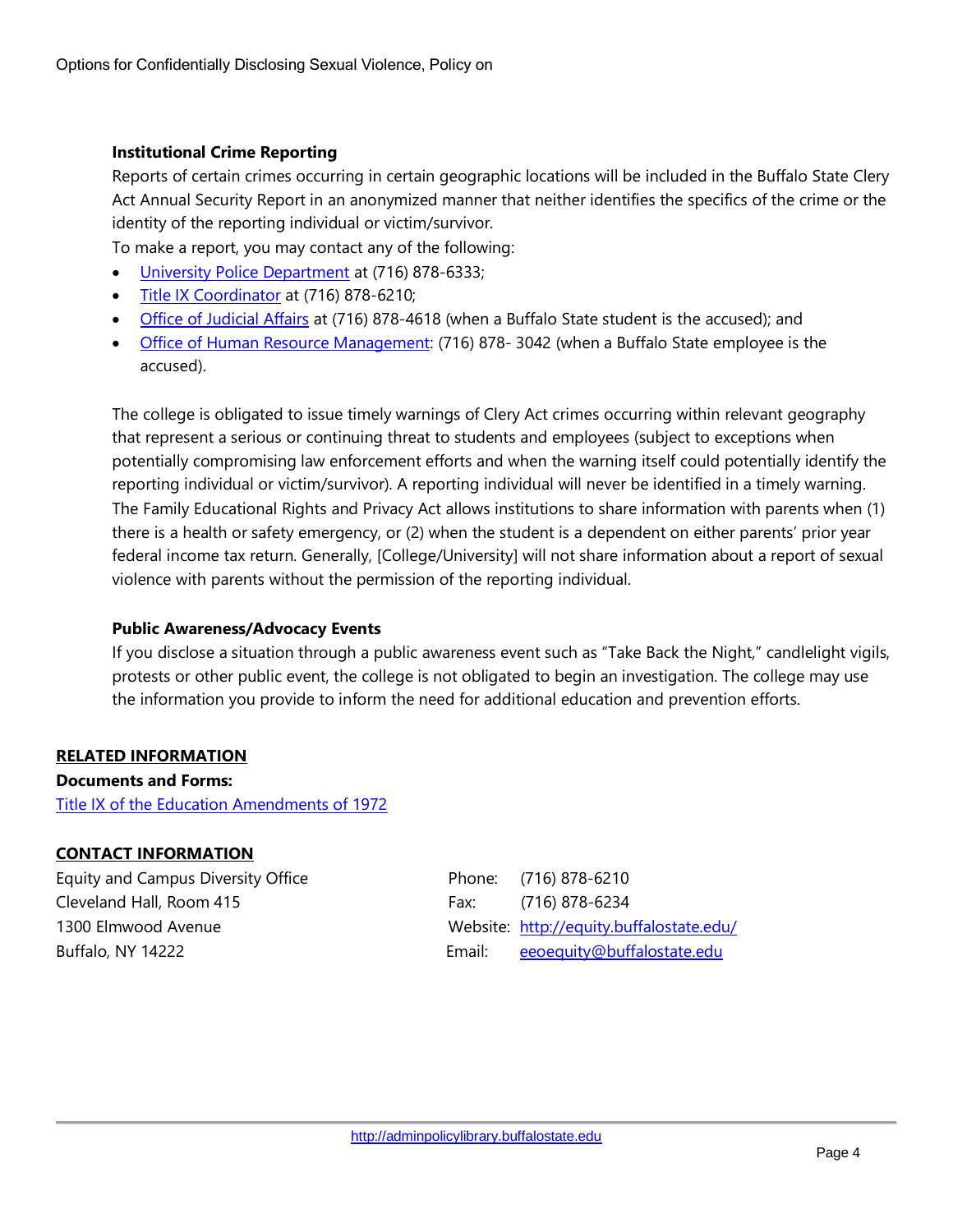**Institutional Crime Reporting**

Reports of certain crimes occurring in certain geographic locations will be included in the Buffalo State Clery Act Annual Security Report in an anonymized manner that neither identifies the specifics of the crime or the identity of the reporting individual or victim/survivor.

To make a report, you may contact any of the following:

- University Police Department at (716) 878-6333;
- Title IX Coordinator at (716) 878-6210;
- Office of Judicial Affairs at (716) 878-4618 (when a Buffalo State student is the accused); and
- Office of Human Resource Management: (716) 878- 3042 (when a Buffalo State employee is the accused).

The college is obligated to issue timely warnings of Clery Act crimes occurring within relevant geography that represent a serious or continuing threat to students and employees (subject to exceptions when potentially compromising law enforcement efforts and when the warning itself could potentially identify the reporting individual or victim/survivor). A reporting individual will never be identified in a timely warning. The Family Educational Rights and Privacy Act allows institutions to share information with parents when (1) there is a health or safety emergency, or (2) when the student is a dependent on either parents' prior year federal income tax return. Generally, [College/University] will not share information about a report of sexual violence with parents without the permission of the reporting individual.

**Public Awareness/Advocacy Events**

If you disclose a situation through a public awareness event such as "Take Back the Night," candlelight vigils, protests or other public event, the college is not obligated to begin an investigation. The college may use the information you provide to inform the need for additional education and prevention efforts.

## RELATED INFORMATION

**Documents and Forms:**

Title IX of the Education Amendments of 1972

## CONTACT INFORMATION

Equity and Campus Diversity Office
Cleveland Hall, Room 415
1300 Elmwood Avenue
Buffalo, NY 14222

Phone: (716) 878-6210
Fax: (716) 878-6234
Website: http://equity.buffalostate.edu/
Email: eeoequity@buffalostate.edu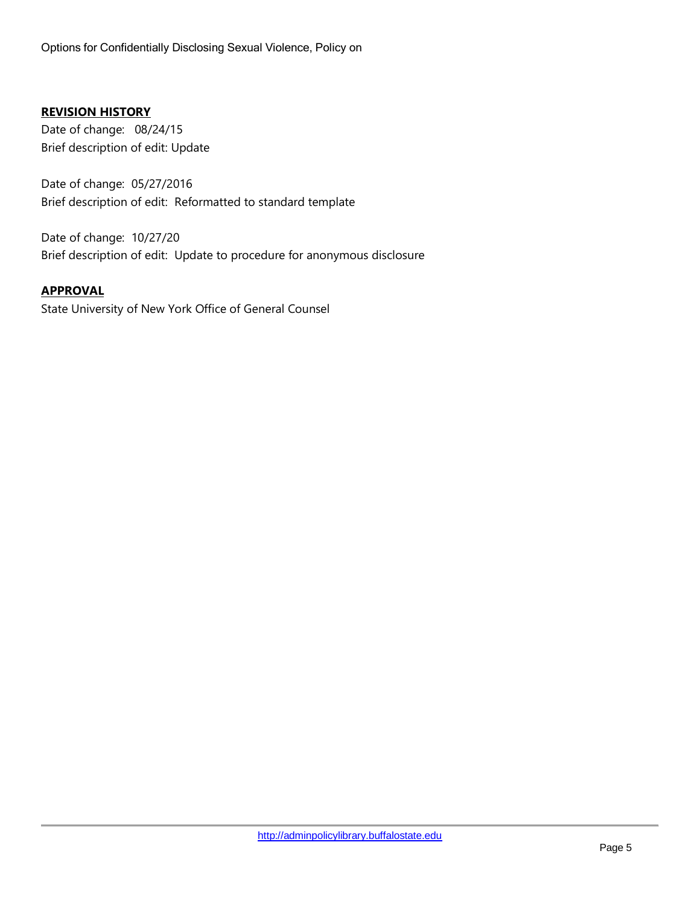**REVISION HISTORY**

Date of change: 08/24/15
Brief description of edit: Update

Date of change: 05/27/2016
Brief description of edit: Reformatted to standard template

Date of change: 10/27/20
Brief description of edit: Update to procedure for anonymous disclosure

**APPROVAL**

State University of New York Office of General Counsel